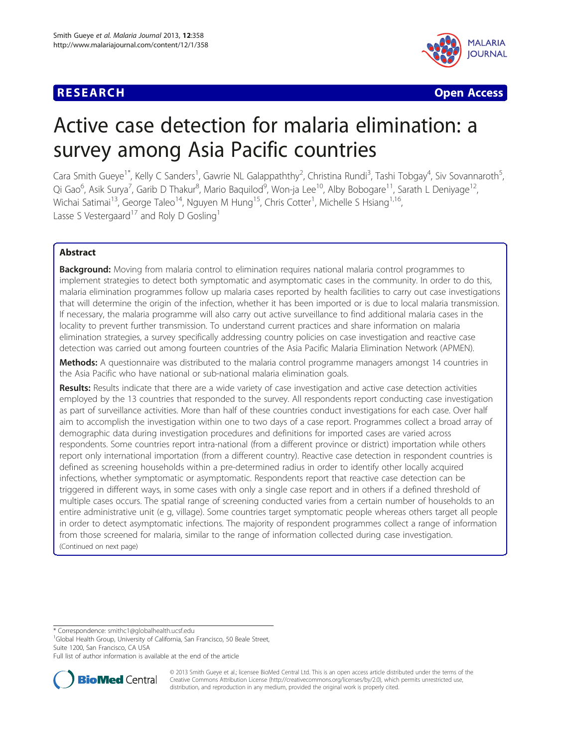**RESEARCH Open Access**

# Active case detection for malaria elimination: a survey among Asia Pacific countries

Cara Smith Gueye[1*], Kelly C Sanders[1], Gawrie NL Galappaththy[2], Christina Rundi[3], Tashi Tobgay[4], Siv Sovannaroth[5], Qi Gao[6], Asik Surya[7], Garib D Thakur[8], Mario Baquilod[9], Won-ja Lee[10], Alby Bobogare[11], Sarath L Deniyage[12], Wichai Satimai[13], George Taleo[14], Nguyen M Hung[15], Chris Cotter[1], Michelle S Hsiang[1,16], Lasse S Vestergaard[17] and Roly D Gosling[1]

## Abstract

**Background:** Moving from malaria control to elimination requires national malaria control programmes to implement strategies to detect both symptomatic and asymptomatic cases in the community. In order to do this, malaria elimination programmes follow up malaria cases reported by health facilities to carry out case investigations that will determine the origin of the infection, whether it has been imported or is due to local malaria transmission. If necessary, the malaria programme will also carry out active surveillance to find additional malaria cases in the locality to prevent further transmission. To understand current practices and share information on malaria elimination strategies, a survey specifically addressing country policies on case investigation and reactive case detection was carried out among fourteen countries of the Asia Pacific Malaria Elimination Network (APMEN).

**Methods:** A questionnaire was distributed to the malaria control programme managers amongst 14 countries in the Asia Pacific who have national or sub-national malaria elimination goals.

**Results:** Results indicate that there are a wide variety of case investigation and active case detection activities employed by the 13 countries that responded to the survey. All respondents report conducting case investigation as part of surveillance activities. More than half of these countries conduct investigations for each case. Over half aim to accomplish the investigation within one to two days of a case report. Programmes collect a broad array of demographic data during investigation procedures and definitions for imported cases are varied across respondents. Some countries report intra-national (from a different province or district) importation while others report only international importation (from a different country). Reactive case detection in respondent countries is defined as screening households within a pre-determined radius in order to identify other locally acquired infections, whether symptomatic or asymptomatic. Respondents report that reactive case detection can be triggered in different ways, in some cases with only a single case report and in others if a defined threshold of multiple cases occurs. The spatial range of screening conducted varies from a certain number of households to an entire administrative unit (e g, village). Some countries target symptomatic people whereas others target all people in order to detect asymptomatic infections. The majority of respondent programmes collect a range of information from those screened for malaria, similar to the range of information collected during case investigation.

(Continued on next page)

\* Correspondence: smithc1@globalhealth.ucsf.edu

[1]Global Health Group, University of California, San Francisco, 50 Beale Street, Suite 1200, San Francisco, CA USA

Full list of author information is available at the end of the article

© 2013 Smith Gueye et al.; licensee BioMed Central Ltd. This is an open access article distributed under the terms of the Creative Commons Attribution License (http://creativecommons.org/licenses/by/2.0), which permits unrestricted use, distribution, and reproduction in any medium, provided the original work is properly cited.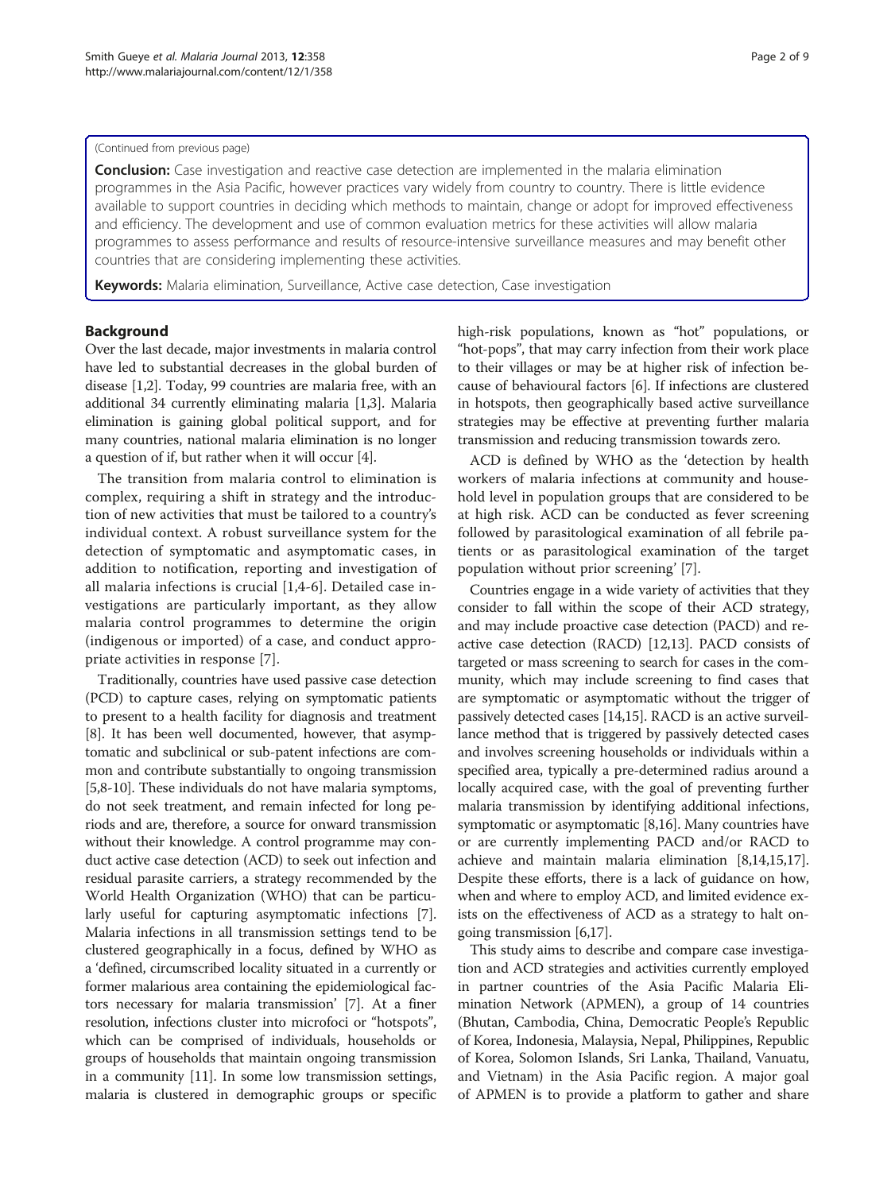(Continued from previous page)

**Conclusion:** Case investigation and reactive case detection are implemented in the malaria elimination programmes in the Asia Pacific, however practices vary widely from country to country. There is little evidence available to support countries in deciding which methods to maintain, change or adopt for improved effectiveness and efficiency. The development and use of common evaluation metrics for these activities will allow malaria programmes to assess performance and results of resource-intensive surveillance measures and may benefit other countries that are considering implementing these activities.

**Keywords:** Malaria elimination, Surveillance, Active case detection, Case investigation

## Background

Over the last decade, major investments in malaria control have led to substantial decreases in the global burden of disease [1,2]. Today, 99 countries are malaria free, with an additional 34 currently eliminating malaria [1,3]. Malaria elimination is gaining global political support, and for many countries, national malaria elimination is no longer a question of if, but rather when it will occur [4].

The transition from malaria control to elimination is complex, requiring a shift in strategy and the introduction of new activities that must be tailored to a country's individual context. A robust surveillance system for the detection of symptomatic and asymptomatic cases, in addition to notification, reporting and investigation of all malaria infections is crucial [1,4-6]. Detailed case investigations are particularly important, as they allow malaria control programmes to determine the origin (indigenous or imported) of a case, and conduct appropriate activities in response [7].

Traditionally, countries have used passive case detection (PCD) to capture cases, relying on symptomatic patients to present to a health facility for diagnosis and treatment [8]. It has been well documented, however, that asymptomatic and subclinical or sub-patent infections are common and contribute substantially to ongoing transmission [5,8-10]. These individuals do not have malaria symptoms, do not seek treatment, and remain infected for long periods and are, therefore, a source for onward transmission without their knowledge. A control programme may conduct active case detection (ACD) to seek out infection and residual parasite carriers, a strategy recommended by the World Health Organization (WHO) that can be particularly useful for capturing asymptomatic infections [7]. Malaria infections in all transmission settings tend to be clustered geographically in a focus, defined by WHO as a 'defined, circumscribed locality situated in a currently or former malarious area containing the epidemiological factors necessary for malaria transmission' [7]. At a finer resolution, infections cluster into microfoci or "hotspots", which can be comprised of individuals, households or groups of households that maintain ongoing transmission in a community [11]. In some low transmission settings, malaria is clustered in demographic groups or specific high-risk populations, known as "hot" populations, or "hot-pops", that may carry infection from their work place to their villages or may be at higher risk of infection because of behavioural factors [6]. If infections are clustered in hotspots, then geographically based active surveillance strategies may be effective at preventing further malaria transmission and reducing transmission towards zero.

ACD is defined by WHO as the 'detection by health workers of malaria infections at community and household level in population groups that are considered to be at high risk. ACD can be conducted as fever screening followed by parasitological examination of all febrile patients or as parasitological examination of the target population without prior screening' [7].

Countries engage in a wide variety of activities that they consider to fall within the scope of their ACD strategy, and may include proactive case detection (PACD) and reactive case detection (RACD) [12,13]. PACD consists of targeted or mass screening to search for cases in the community, which may include screening to find cases that are symptomatic or asymptomatic without the trigger of passively detected cases [14,15]. RACD is an active surveillance method that is triggered by passively detected cases and involves screening households or individuals within a specified area, typically a pre-determined radius around a locally acquired case, with the goal of preventing further malaria transmission by identifying additional infections, symptomatic or asymptomatic [8,16]. Many countries have or are currently implementing PACD and/or RACD to achieve and maintain malaria elimination [8,14,15,17]. Despite these efforts, there is a lack of guidance on how, when and where to employ ACD, and limited evidence exists on the effectiveness of ACD as a strategy to halt ongoing transmission [6,17].

This study aims to describe and compare case investigation and ACD strategies and activities currently employed in partner countries of the Asia Pacific Malaria Elimination Network (APMEN), a group of 14 countries (Bhutan, Cambodia, China, Democratic People's Republic of Korea, Indonesia, Malaysia, Nepal, Philippines, Republic of Korea, Solomon Islands, Sri Lanka, Thailand, Vanuatu, and Vietnam) in the Asia Pacific region. A major goal of APMEN is to provide a platform to gather and share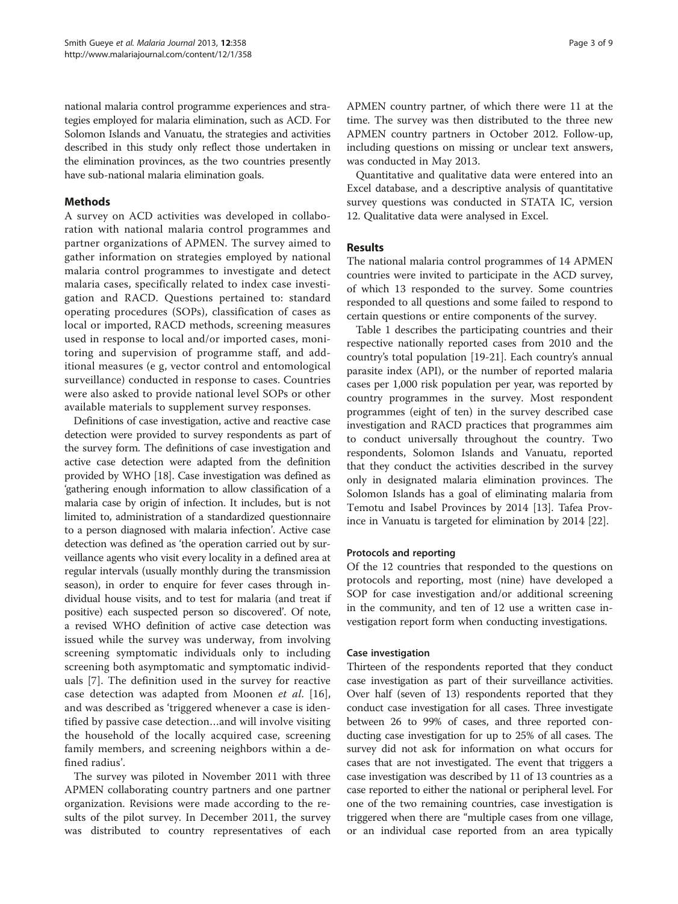national malaria control programme experiences and strategies employed for malaria elimination, such as ACD. For Solomon Islands and Vanuatu, the strategies and activities described in this study only reflect those undertaken in the elimination provinces, as the two countries presently have sub-national malaria elimination goals.

## Methods

A survey on ACD activities was developed in collaboration with national malaria control programmes and partner organizations of APMEN. The survey aimed to gather information on strategies employed by national malaria control programmes to investigate and detect malaria cases, specifically related to index case investigation and RACD. Questions pertained to: standard operating procedures (SOPs), classification of cases as local or imported, RACD methods, screening measures used in response to local and/or imported cases, monitoring and supervision of programme staff, and additional measures (e g, vector control and entomological surveillance) conducted in response to cases. Countries were also asked to provide national level SOPs or other available materials to supplement survey responses.

Definitions of case investigation, active and reactive case detection were provided to survey respondents as part of the survey form. The definitions of case investigation and active case detection were adapted from the definition provided by WHO [18]. Case investigation was defined as 'gathering enough information to allow classification of a malaria case by origin of infection. It includes, but is not limited to, administration of a standardized questionnaire to a person diagnosed with malaria infection'. Active case detection was defined as 'the operation carried out by surveillance agents who visit every locality in a defined area at regular intervals (usually monthly during the transmission season), in order to enquire for fever cases through individual house visits, and to test for malaria (and treat if positive) each suspected person so discovered'. Of note, a revised WHO definition of active case detection was issued while the survey was underway, from involving screening symptomatic individuals only to including screening both asymptomatic and symptomatic individuals [7]. The definition used in the survey for reactive case detection was adapted from Moonen *et al*. [16], and was described as 'triggered whenever a case is identified by passive case detection…and will involve visiting the household of the locally acquired case, screening family members, and screening neighbors within a defined radius'.

The survey was piloted in November 2011 with three APMEN collaborating country partners and one partner organization. Revisions were made according to the results of the pilot survey. In December 2011, the survey was distributed to country representatives of each APMEN country partner, of which there were 11 at the time. The survey was then distributed to the three new APMEN country partners in October 2012. Follow-up, including questions on missing or unclear text answers, was conducted in May 2013.

Quantitative and qualitative data were entered into an Excel database, and a descriptive analysis of quantitative survey questions was conducted in STATA IC, version 12. Qualitative data were analysed in Excel.

## Results

The national malaria control programmes of 14 APMEN countries were invited to participate in the ACD survey, of which 13 responded to the survey. Some countries responded to all questions and some failed to respond to certain questions or entire components of the survey.

Table 1 describes the participating countries and their respective nationally reported cases from 2010 and the country's total population [19-21]. Each country's annual parasite index (API), or the number of reported malaria cases per 1,000 risk population per year, was reported by country programmes in the survey. Most respondent programmes (eight of ten) in the survey described case investigation and RACD practices that programmes aim to conduct universally throughout the country. Two respondents, Solomon Islands and Vanuatu, reported that they conduct the activities described in the survey only in designated malaria elimination provinces. The Solomon Islands has a goal of eliminating malaria from Temotu and Isabel Provinces by 2014 [13]. Tafea Province in Vanuatu is targeted for elimination by 2014 [22].

### Protocols and reporting

Of the 12 countries that responded to the questions on protocols and reporting, most (nine) have developed a SOP for case investigation and/or additional screening in the community, and ten of 12 use a written case investigation report form when conducting investigations.

### Case investigation

Thirteen of the respondents reported that they conduct case investigation as part of their surveillance activities. Over half (seven of 13) respondents reported that they conduct case investigation for all cases. Three investigate between 26 to 99% of cases, and three reported conducting case investigation for up to 25% of all cases. The survey did not ask for information on what occurs for cases that are not investigated. The event that triggers a case investigation was described by 11 of 13 countries as a case reported to either the national or peripheral level. For one of the two remaining countries, case investigation is triggered when there are "multiple cases from one village, or an individual case reported from an area typically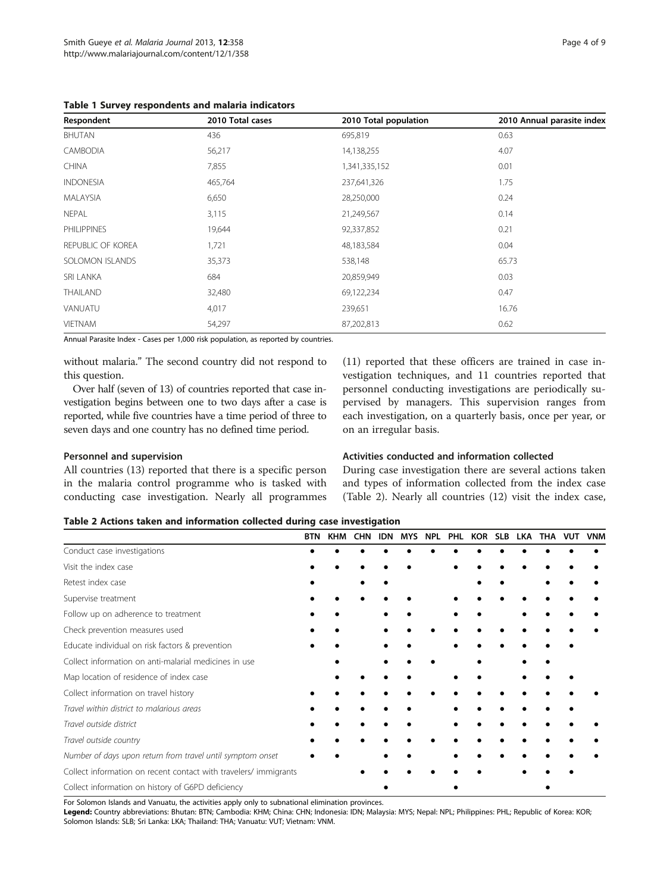**Table 1 Survey respondents and malaria indicators**

| Respondent | 2010 Total cases | 2010 Total population | 2010 Annual parasite index |
|---|---|---|---|
| BHUTAN | 436 | 695,819 | 0.63 |
| CAMBODIA | 56,217 | 14,138,255 | 4.07 |
| CHINA | 7,855 | 1,341,335,152 | 0.01 |
| INDONESIA | 465,764 | 237,641,326 | 1.75 |
| MALAYSIA | 6,650 | 28,250,000 | 0.24 |
| NEPAL | 3,115 | 21,249,567 | 0.14 |
| PHILIPPINES | 19,644 | 92,337,852 | 0.21 |
| REPUBLIC OF KOREA | 1,721 | 48,183,584 | 0.04 |
| SOLOMON ISLANDS | 35,373 | 538,148 | 65.73 |
| SRI LANKA | 684 | 20,859,949 | 0.03 |
| THAILAND | 32,480 | 69,122,234 | 0.47 |
| VANUATU | 4,017 | 239,651 | 16.76 |
| VIETNAM | 54,297 | 87,202,813 | 0.62 |

Annual Parasite Index - Cases per 1,000 risk population, as reported by countries.

without malaria." The second country did not respond to this question.

Over half (seven of 13) of countries reported that case investigation begins between one to two days after a case is reported, while five countries have a time period of three to seven days and one country has no defined time period.

### Personnel and supervision

All countries (13) reported that there is a specific person in the malaria control programme who is tasked with conducting case investigation. Nearly all programmes (11) reported that these officers are trained in case investigation techniques, and 11 countries reported that personnel conducting investigations are periodically supervised by managers. This supervision ranges from each investigation, on a quarterly basis, once per year, or on an irregular basis.

### Activities conducted and information collected

During case investigation there are several actions taken and types of information collected from the index case (Table 2). Nearly all countries (12) visit the index case,

**Table 2 Actions taken and information collected during case investigation**

| | BTN | KHM | CHN | IDN | MYS | NPL | PHL | KOR | SLB | LKA | THA | VUT | VNM |
|---|---|---|---|---|---|---|---|---|---|---|---|---|---|
| Conduct case investigations | ● | ● | ● | ● | ● | ● | ● | ● | ● | ● | ● | ● | ● |
| Visit the index case | ● | ● | ● | ● | ● | | ● | ● | ● | ● | ● | ● | ● |
| Retest index case | ● | | ● | ● | | | | ● | ● | | ● | ● | ● |
| Supervise treatment | ● | ● | ● | ● | ● | | ● | ● | ● | ● | ● | ● | ● |
| Follow up on adherence to treatment | ● | ● | | ● | ● | | ● | ● | | ● | ● | ● | ● |
| Check prevention measures used | ● | ● | | ● | ● | ● | ● | ● | ● | ● | ● | ● | ● |
| Educate individual on risk factors & prevention | ● | ● | | ● | ● | | ● | ● | ● | ● | ● | ● | |
| Collect information on anti-malarial medicines in use | | ● | | ● | ● | ● | | ● | | ● | ● | | |
| Map location of residence of index case | | ● | ● | ● | ● | | ● | ● | | ● | ● | ● | |
| Collect information on travel history | ● | ● | ● | ● | ● | ● | ● | ● | ● | ● | ● | ● | ● |
| *Travel within district to malarious areas* | ● | ● | ● | ● | ● | | ● | ● | ● | ● | ● | ● | |
| *Travel outside district* | ● | ● | ● | ● | ● | | ● | ● | ● | ● | ● | ● | ● |
| *Travel outside country* | ● | ● | ● | ● | ● | ● | ● | ● | ● | ● | ● | ● | ● |
| *Number of days upon return from travel until symptom onset* | ● | ● | | ● | ● | | ● | ● | ● | ● | ● | ● | ● |
| Collect information on recent contact with travelers/ immigrants | | | ● | ● | ● | ● | ● | ● | | ● | ● | ● | |
| Collect information on history of G6PD deficiency | | | | ● | | | ● | | | | ● | | |

For Solomon Islands and Vanuatu, the activities apply only to subnational elimination provinces.
**Legend:** Country abbreviations: Bhutan: BTN; Cambodia: KHM; China: CHN; Indonesia: IDN; Malaysia: MYS; Nepal: NPL; Philippines: PHL; Republic of Korea: KOR; Solomon Islands: SLB; Sri Lanka: LKA; Thailand: THA; Vanuatu: VUT; Vietnam: VNM.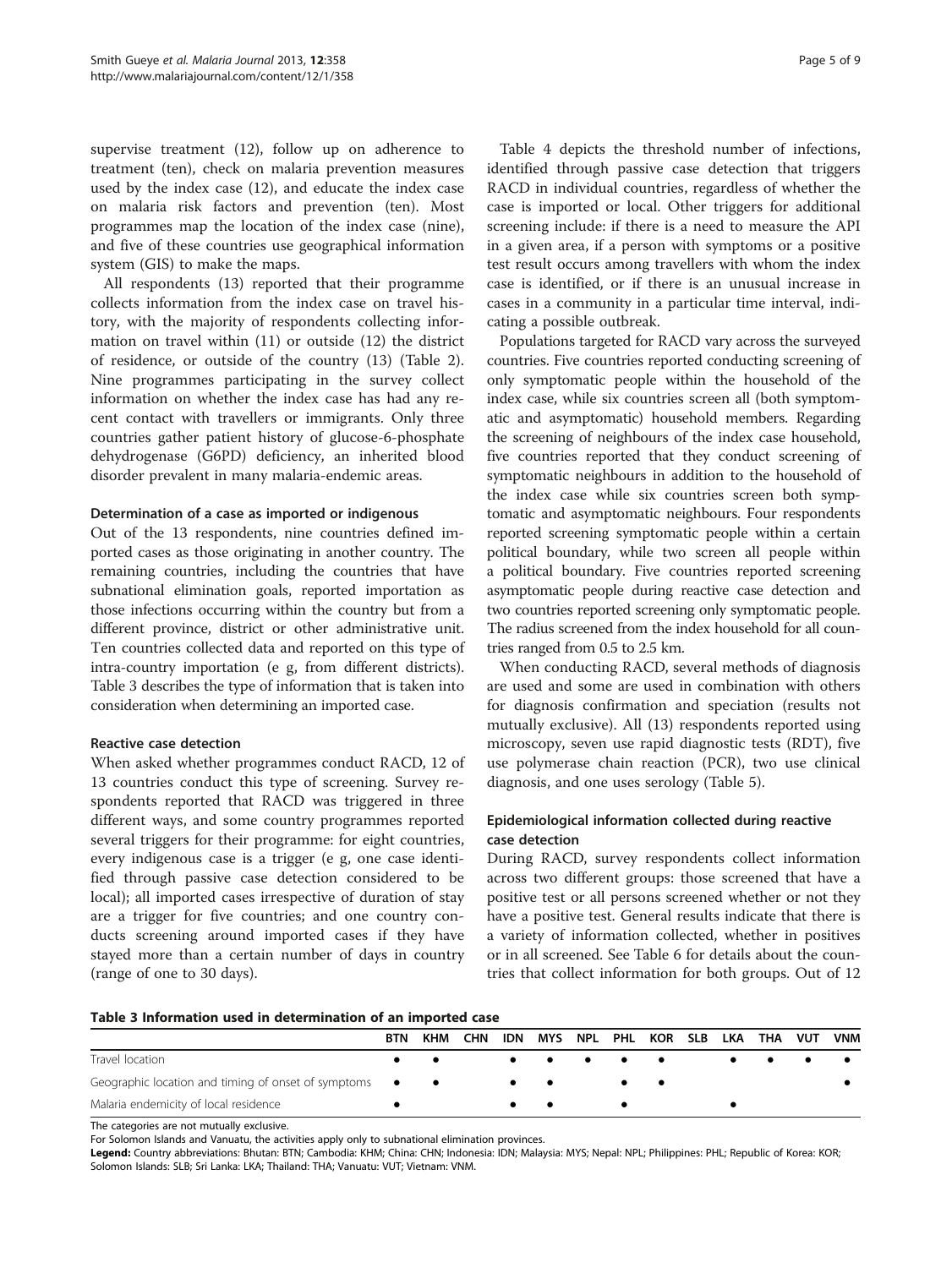supervise treatment (12), follow up on adherence to treatment (ten), check on malaria prevention measures used by the index case (12), and educate the index case on malaria risk factors and prevention (ten). Most programmes map the location of the index case (nine), and five of these countries use geographical information system (GIS) to make the maps.

All respondents (13) reported that their programme collects information from the index case on travel history, with the majority of respondents collecting information on travel within (11) or outside (12) the district of residence, or outside of the country (13) (Table 2). Nine programmes participating in the survey collect information on whether the index case has had any recent contact with travellers or immigrants. Only three countries gather patient history of glucose-6-phosphate dehydrogenase (G6PD) deficiency, an inherited blood disorder prevalent in many malaria-endemic areas.

### Determination of a case as imported or indigenous

Out of the 13 respondents, nine countries defined imported cases as those originating in another country. The remaining countries, including the countries that have subnational elimination goals, reported importation as those infections occurring within the country but from a different province, district or other administrative unit. Ten countries collected data and reported on this type of intra-country importation (e g, from different districts). Table 3 describes the type of information that is taken into consideration when determining an imported case.

### Reactive case detection

When asked whether programmes conduct RACD, 12 of 13 countries conduct this type of screening. Survey respondents reported that RACD was triggered in three different ways, and some country programmes reported several triggers for their programme: for eight countries, every indigenous case is a trigger (e g, one case identified through passive case detection considered to be local); all imported cases irrespective of duration of stay are a trigger for five countries; and one country conducts screening around imported cases if they have stayed more than a certain number of days in country (range of one to 30 days).

Table 4 depicts the threshold number of infections, identified through passive case detection that triggers RACD in individual countries, regardless of whether the case is imported or local. Other triggers for additional screening include: if there is a need to measure the API in a given area, if a person with symptoms or a positive test result occurs among travellers with whom the index case is identified, or if there is an unusual increase in cases in a community in a particular time interval, indicating a possible outbreak.

Populations targeted for RACD vary across the surveyed countries. Five countries reported conducting screening of only symptomatic people within the household of the index case, while six countries screen all (both symptomatic and asymptomatic) household members. Regarding the screening of neighbours of the index case household, five countries reported that they conduct screening of symptomatic neighbours in addition to the household of the index case while six countries screen both symptomatic and asymptomatic neighbours. Four respondents reported screening symptomatic people within a certain political boundary, while two screen all people within a political boundary. Five countries reported screening asymptomatic people during reactive case detection and two countries reported screening only symptomatic people. The radius screened from the index household for all countries ranged from 0.5 to 2.5 km.

When conducting RACD, several methods of diagnosis are used and some are used in combination with others for diagnosis confirmation and speciation (results not mutually exclusive). All (13) respondents reported using microscopy, seven use rapid diagnostic tests (RDT), five use polymerase chain reaction (PCR), two use clinical diagnosis, and one uses serology (Table 5).

### Epidemiological information collected during reactive case detection

During RACD, survey respondents collect information across two different groups: those screened that have a positive test or all persons screened whether or not they have a positive test. General results indicate that there is a variety of information collected, whether in positives or in all screened. See Table 6 for details about the countries that collect information for both groups. Out of 12

**Table 3 Information used in determination of an imported case**

| | BTN | KHM | CHN | IDN | MYS | NPL | PHL | KOR | SLB | LKA | THA | VUT | VNM |
|---|---|---|---|---|---|---|---|---|---|---|---|---|---|
| Travel location | • | • | | • | • | • | • | • | | • | • | • | • |
| Geographic location and timing of onset of symptoms | • | • | | • | • | | • | • | | | | | • |
| Malaria endemicity of local residence | • | | | • | • | | • | | | • | | | |

The categories are not mutually exclusive.
For Solomon Islands and Vanuatu, the activities apply only to subnational elimination provinces.
**Legend:** Country abbreviations: Bhutan: BTN; Cambodia: KHM; China: CHN; Indonesia: IDN; Malaysia: MYS; Nepal: NPL; Philippines: PHL; Republic of Korea: KOR; Solomon Islands: SLB; Sri Lanka: LKA; Thailand: THA; Vanuatu: VUT; Vietnam: VNM.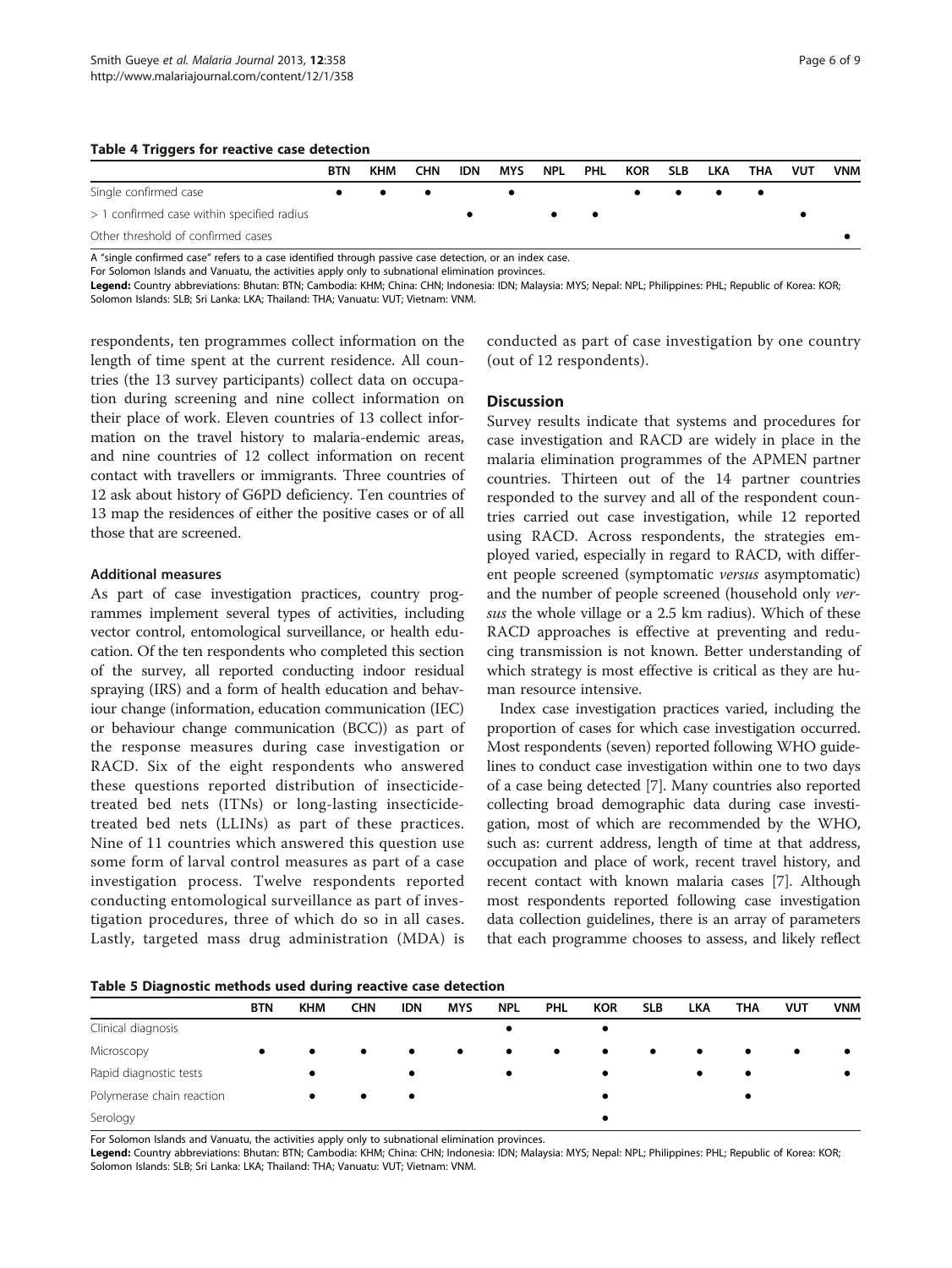**Table 4 Triggers for reactive case detection**

| | BTN | KHM | CHN | IDN | MYS | NPL | PHL | KOR | SLB | LKA | THA | VUT | VNM |
|---|---|---|---|---|---|---|---|---|---|---|---|---|---|
| Single confirmed case | • | • | • | | • | | | • | • | • | • | | |
| > 1 confirmed case within specified radius | | | | • | | • | • | | | | | • | |
| Other threshold of confirmed cases | | | | | | | | | | | | | • |

A "single confirmed case" refers to a case identified through passive case detection, or an index case.
For Solomon Islands and Vanuatu, the activities apply only to subnational elimination provinces.
**Legend:** Country abbreviations: Bhutan: BTN; Cambodia: KHM; China: CHN; Indonesia: IDN; Malaysia: MYS; Nepal: NPL; Philippines: PHL; Republic of Korea: KOR; Solomon Islands: SLB; Sri Lanka: LKA; Thailand: THA; Vanuatu: VUT; Vietnam: VNM.

respondents, ten programmes collect information on the length of time spent at the current residence. All countries (the 13 survey participants) collect data on occupation during screening and nine collect information on their place of work. Eleven countries of 13 collect information on the travel history to malaria-endemic areas, and nine countries of 12 collect information on recent contact with travellers or immigrants. Three countries of 12 ask about history of G6PD deficiency. Ten countries of 13 map the residences of either the positive cases or of all those that are screened.

### Additional measures

As part of case investigation practices, country programmes implement several types of activities, including vector control, entomological surveillance, or health education. Of the ten respondents who completed this section of the survey, all reported conducting indoor residual spraying (IRS) and a form of health education and behaviour change (information, education communication (IEC) or behaviour change communication (BCC)) as part of the response measures during case investigation or RACD. Six of the eight respondents who answered these questions reported distribution of insecticide-treated bed nets (ITNs) or long-lasting insecticide-treated bed nets (LLINs) as part of these practices. Nine of 11 countries which answered this question use some form of larval control measures as part of a case investigation process. Twelve respondents reported conducting entomological surveillance as part of investigation procedures, three of which do so in all cases. Lastly, targeted mass drug administration (MDA) is conducted as part of case investigation by one country (out of 12 respondents).

## Discussion

Survey results indicate that systems and procedures for case investigation and RACD are widely in place in the malaria elimination programmes of the APMEN partner countries. Thirteen out of the 14 partner countries responded to the survey and all of the respondent countries carried out case investigation, while 12 reported using RACD. Across respondents, the strategies employed varied, especially in regard to RACD, with different people screened (symptomatic *versus* asymptomatic) and the number of people screened (household only *versus* the whole village or a 2.5 km radius). Which of these RACD approaches is effective at preventing and reducing transmission is not known. Better understanding of which strategy is most effective is critical as they are human resource intensive.

Index case investigation practices varied, including the proportion of cases for which case investigation occurred. Most respondents (seven) reported following WHO guidelines to conduct case investigation within one to two days of a case being detected [7]. Many countries also reported collecting broad demographic data during case investigation, most of which are recommended by the WHO, such as: current address, length of time at that address, occupation and place of work, recent travel history, and recent contact with known malaria cases [7]. Although most respondents reported following case investigation data collection guidelines, there is an array of parameters that each programme chooses to assess, and likely reflect

**Table 5 Diagnostic methods used during reactive case detection**

| | BTN | KHM | CHN | IDN | MYS | NPL | PHL | KOR | SLB | LKA | THA | VUT | VNM |
|---|---|---|---|---|---|---|---|---|---|---|---|---|---|
| Clinical diagnosis | | | | | | • | | • | | | | | |
| Microscopy | • | • | • | • | • | • | • | • | • | • | • | • | • |
| Rapid diagnostic tests | | • | | • | | • | | • | | • | • | | • |
| Polymerase chain reaction | | • | • | • | | | | • | | | • | | |
| Serology | | | | | | | | • | | | | | |

For Solomon Islands and Vanuatu, the activities apply only to subnational elimination provinces.
**Legend:** Country abbreviations: Bhutan: BTN; Cambodia: KHM; China: CHN; Indonesia: IDN; Malaysia: MYS; Nepal: NPL; Philippines: PHL; Republic of Korea: KOR; Solomon Islands: SLB; Sri Lanka: LKA; Thailand: THA; Vanuatu: VUT; Vietnam: VNM.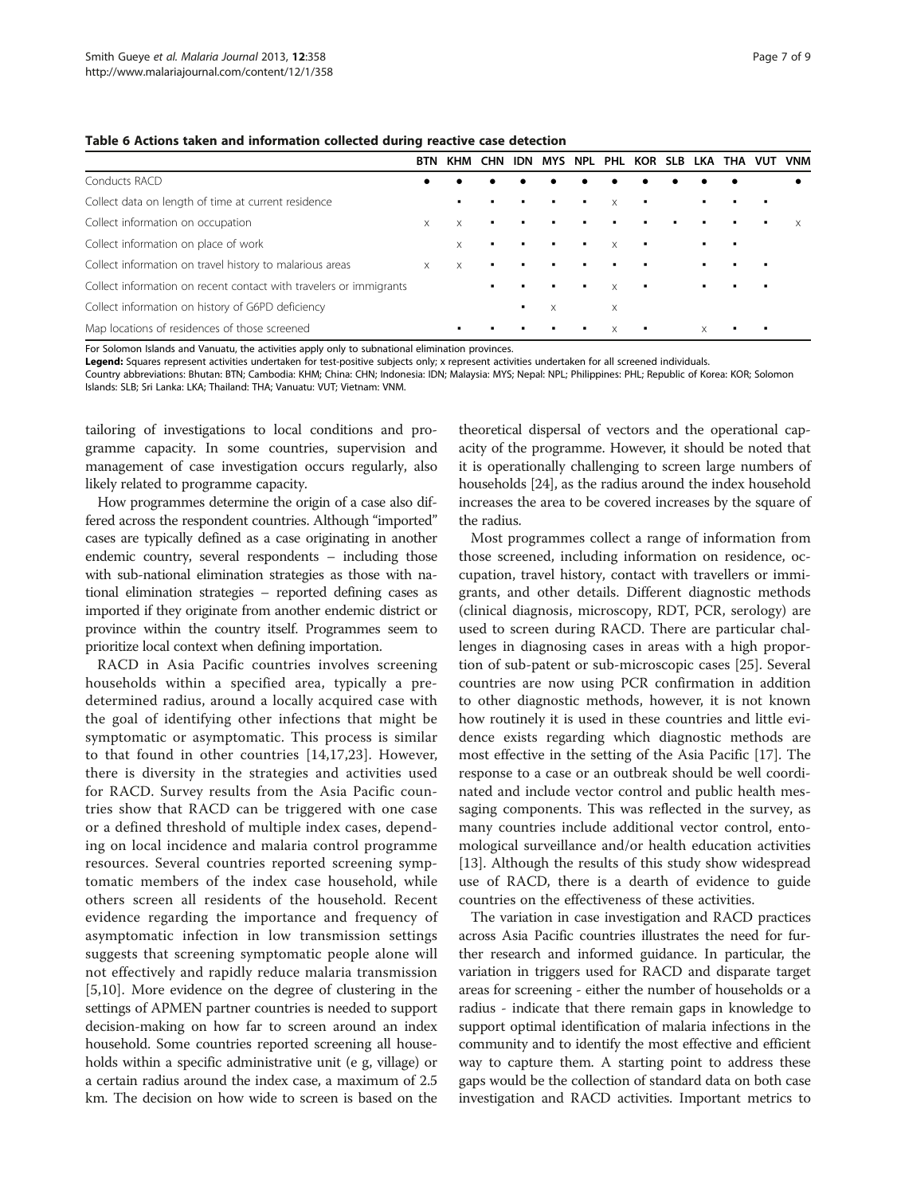**Table 6 Actions taken and information collected during reactive case detection**

| | BTN | KHM | CHN | IDN | MYS | NPL | PHL | KOR | SLB | LKA | THA | VUT | VNM |
|---|---|---|---|---|---|---|---|---|---|---|---|---|---|
| Conducts RACD | ● | ● | ● | ● | ● | ● | ● | ● | ● | ● | ● | | ● |
| Collect data on length of time at current residence | | ▪ | ▪ | ▪ | ▪ | ▪ | x | ▪ | | ▪ | ▪ | ▪ | |
| Collect information on occupation | x | x | ▪ | ▪ | ▪ | ▪ | ▪ | ▪ | ▪ | ▪ | ▪ | ▪ | x |
| Collect information on place of work | | x | ▪ | ▪ | ▪ | ▪ | x | ▪ | | ▪ | ▪ | | |
| Collect information on travel history to malarious areas | x | x | ▪ | ▪ | ▪ | ▪ | ▪ | ▪ | | ▪ | ▪ | ▪ | |
| Collect information on recent contact with travelers or immigrants | | | ▪ | ▪ | ▪ | ▪ | x | ▪ | | ▪ | ▪ | ▪ | |
| Collect information on history of G6PD deficiency | | | | ▪ | x | | x | | | | | | |
| Map locations of residences of those screened | | ▪ | ▪ | ▪ | ▪ | ▪ | x | ▪ | | x | ▪ | ▪ | |

For Solomon Islands and Vanuatu, the activities apply only to subnational elimination provinces.

**Legend:** Squares represent activities undertaken for test-positive subjects only; x represent activities undertaken for all screened individuals.

Country abbreviations: Bhutan: BTN; Cambodia: KHM; China: CHN; Indonesia: IDN; Malaysia: MYS; Nepal: NPL; Philippines: PHL; Republic of Korea: KOR; Solomon Islands: SLB; Sri Lanka: LKA; Thailand: THA; Vanuatu: VUT; Vietnam: VNM.

tailoring of investigations to local conditions and programme capacity. In some countries, supervision and management of case investigation occurs regularly, also likely related to programme capacity.

How programmes determine the origin of a case also differed across the respondent countries. Although "imported" cases are typically defined as a case originating in another endemic country, several respondents – including those with sub-national elimination strategies as those with national elimination strategies – reported defining cases as imported if they originate from another endemic district or province within the country itself. Programmes seem to prioritize local context when defining importation.

RACD in Asia Pacific countries involves screening households within a specified area, typically a predetermined radius, around a locally acquired case with the goal of identifying other infections that might be symptomatic or asymptomatic. This process is similar to that found in other countries [14,17,23]. However, there is diversity in the strategies and activities used for RACD. Survey results from the Asia Pacific countries show that RACD can be triggered with one case or a defined threshold of multiple index cases, depending on local incidence and malaria control programme resources. Several countries reported screening symptomatic members of the index case household, while others screen all residents of the household. Recent evidence regarding the importance and frequency of asymptomatic infection in low transmission settings suggests that screening symptomatic people alone will not effectively and rapidly reduce malaria transmission [5,10]. More evidence on the degree of clustering in the settings of APMEN partner countries is needed to support decision-making on how far to screen around an index household. Some countries reported screening all households within a specific administrative unit (e g, village) or a certain radius around the index case, a maximum of 2.5 km. The decision on how wide to screen is based on the theoretical dispersal of vectors and the operational capacity of the programme. However, it should be noted that it is operationally challenging to screen large numbers of households [24], as the radius around the index household increases the area to be covered increases by the square of the radius.

Most programmes collect a range of information from those screened, including information on residence, occupation, travel history, contact with travellers or immigrants, and other details. Different diagnostic methods (clinical diagnosis, microscopy, RDT, PCR, serology) are used to screen during RACD. There are particular challenges in diagnosing cases in areas with a high proportion of sub-patent or sub-microscopic cases [25]. Several countries are now using PCR confirmation in addition to other diagnostic methods, however, it is not known how routinely it is used in these countries and little evidence exists regarding which diagnostic methods are most effective in the setting of the Asia Pacific [17]. The response to a case or an outbreak should be well coordinated and include vector control and public health messaging components. This was reflected in the survey, as many countries include additional vector control, entomological surveillance and/or health education activities [13]. Although the results of this study show widespread use of RACD, there is a dearth of evidence to guide countries on the effectiveness of these activities.

The variation in case investigation and RACD practices across Asia Pacific countries illustrates the need for further research and informed guidance. In particular, the variation in triggers used for RACD and disparate target areas for screening - either the number of households or a radius - indicate that there remain gaps in knowledge to support optimal identification of malaria infections in the community and to identify the most effective and efficient way to capture them. A starting point to address these gaps would be the collection of standard data on both case investigation and RACD activities. Important metrics to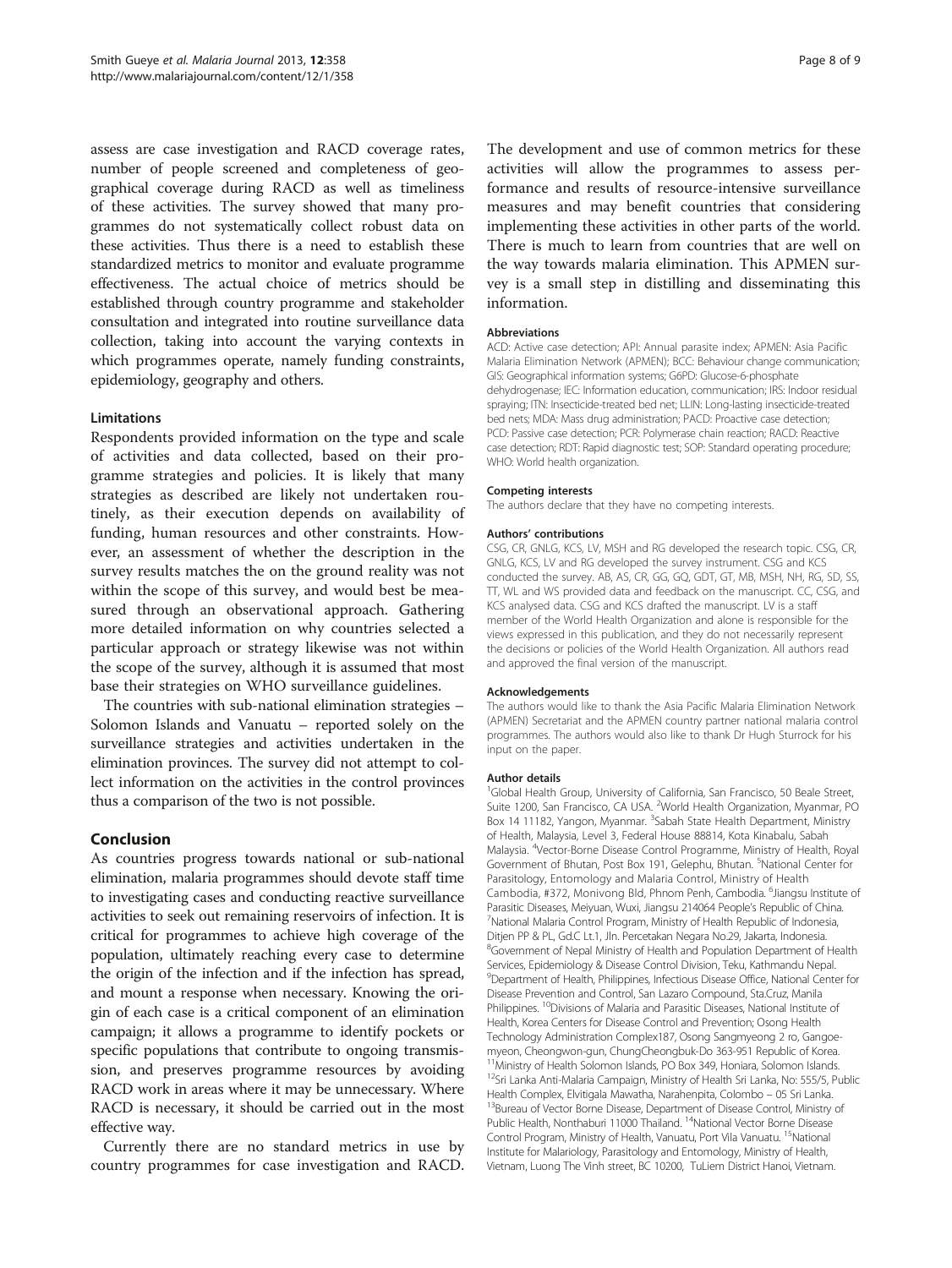assess are case investigation and RACD coverage rates, number of people screened and completeness of geographical coverage during RACD as well as timeliness of these activities. The survey showed that many programmes do not systematically collect robust data on these activities. Thus there is a need to establish these standardized metrics to monitor and evaluate programme effectiveness. The actual choice of metrics should be established through country programme and stakeholder consultation and integrated into routine surveillance data collection, taking into account the varying contexts in which programmes operate, namely funding constraints, epidemiology, geography and others.

### Limitations

Respondents provided information on the type and scale of activities and data collected, based on their programme strategies and policies. It is likely that many strategies as described are likely not undertaken routinely, as their execution depends on availability of funding, human resources and other constraints. However, an assessment of whether the description in the survey results matches the on the ground reality was not within the scope of this survey, and would best be measured through an observational approach. Gathering more detailed information on why countries selected a particular approach or strategy likewise was not within the scope of the survey, although it is assumed that most base their strategies on WHO surveillance guidelines.

The countries with sub-national elimination strategies – Solomon Islands and Vanuatu – reported solely on the surveillance strategies and activities undertaken in the elimination provinces. The survey did not attempt to collect information on the activities in the control provinces thus a comparison of the two is not possible.

## Conclusion

As countries progress towards national or sub-national elimination, malaria programmes should devote staff time to investigating cases and conducting reactive surveillance activities to seek out remaining reservoirs of infection. It is critical for programmes to achieve high coverage of the population, ultimately reaching every case to determine the origin of the infection and if the infection has spread, and mount a response when necessary. Knowing the origin of each case is a critical component of an elimination campaign; it allows a programme to identify pockets or specific populations that contribute to ongoing transmission, and preserves programme resources by avoiding RACD work in areas where it may be unnecessary. Where RACD is necessary, it should be carried out in the most effective way.

Currently there are no standard metrics in use by country programmes for case investigation and RACD. The development and use of common metrics for these activities will allow the programmes to assess performance and results of resource-intensive surveillance measures and may benefit countries that considering implementing these activities in other parts of the world. There is much to learn from countries that are well on the way towards malaria elimination. This APMEN survey is a small step in distilling and disseminating this information.

#### Abbreviations

ACD: Active case detection; API: Annual parasite index; APMEN: Asia Pacific Malaria Elimination Network (APMEN); BCC: Behaviour change communication; GIS: Geographical information systems; G6PD: Glucose-6-phosphate dehydrogenase; IEC: Information education, communication; IRS: Indoor residual spraying; ITN: Insecticide-treated bed net; LLIN: Long-lasting insecticide-treated bed nets; MDA: Mass drug administration; PACD: Proactive case detection; PCD: Passive case detection; PCR: Polymerase chain reaction; RACD: Reactive case detection; RDT: Rapid diagnostic test; SOP: Standard operating procedure; WHO: World health organization.

#### Competing interests

The authors declare that they have no competing interests.

#### Authors' contributions

CSG, CR, GNLG, KCS, LV, MSH and RG developed the research topic. CSG, CR, GNLG, KCS, LV and RG developed the survey instrument. CSG and KCS conducted the survey. AB, AS, CR, GG, GQ, GDT, GT, MB, MSH, NH, RG, SD, SS, TT, WL and WS provided data and feedback on the manuscript. CC, CSG, and KCS analysed data. CSG and KCS drafted the manuscript. LV is a staff member of the World Health Organization and alone is responsible for the views expressed in this publication, and they do not necessarily represent the decisions or policies of the World Health Organization. All authors read and approved the final version of the manuscript.

#### Acknowledgements

The authors would like to thank the Asia Pacific Malaria Elimination Network (APMEN) Secretariat and the APMEN country partner national malaria control programmes. The authors would also like to thank Dr Hugh Sturrock for his input on the paper.

#### Author details

[1]Global Health Group, University of California, San Francisco, 50 Beale Street, Suite 1200, San Francisco, CA USA. [2]World Health Organization, Myanmar, PO Box 14 11182, Yangon, Myanmar. [3]Sabah State Health Department, Ministry of Health, Malaysia, Level 3, Federal House 88814, Kota Kinabalu, Sabah Malaysia. [4]Vector-Borne Disease Control Programme, Ministry of Health, Royal Government of Bhutan, Post Box 191, Gelephu, Bhutan. [5]National Center for Parasitology, Entomology and Malaria Control, Ministry of Health Cambodia, #372, Monivong Bld, Phnom Penh, Cambodia. [6]Jiangsu Institute of Parasitic Diseases, Meiyuan, Wuxi, Jiangsu 214064 People's Republic of China. [7]National Malaria Control Program, Ministry of Health Republic of Indonesia, Ditjen PP & PL, Gd.C Lt.1, Jln. Percetakan Negara No.29, Jakarta, Indonesia. [8]Government of Nepal Ministry of Health and Population Department of Health Services, Epidemiology & Disease Control Division, Teku, Kathmandu Nepal. [9]Department of Health, Philippines, Infectious Disease Office, National Center for Disease Prevention and Control, San Lazaro Compound, Sta.Cruz, Manila Philippines. [10]Divisions of Malaria and Parasitic Diseases, National Institute of Health, Korea Centers for Disease Control and Prevention; Osong Health Technology Administration Complex187, Osong Sangmyeong 2 ro, Gangoemyeon, Cheongwon-gun, ChungCheongbuk-Do 363-951 Republic of Korea. [11]Ministry of Health Solomon Islands, PO Box 349, Honiara, Solomon Islands. [12]Sri Lanka Anti-Malaria Campaign, Ministry of Health Sri Lanka, No: 555/5, Public Health Complex, Elvitigala Mawatha, Narahenpita, Colombo – 05 Sri Lanka. [13]Bureau of Vector Borne Disease, Department of Disease Control, Ministry of Public Health, Nonthaburi 11000 Thailand. [14]National Vector Borne Disease Control Program, Ministry of Health, Vanuatu, Port Vila Vanuatu. [15]National Institute for Malariology, Parasitology and Entomology, Ministry of Health, Vietnam, Luong The Vinh street, BC 10200, TuLiem District Hanoi, Vietnam.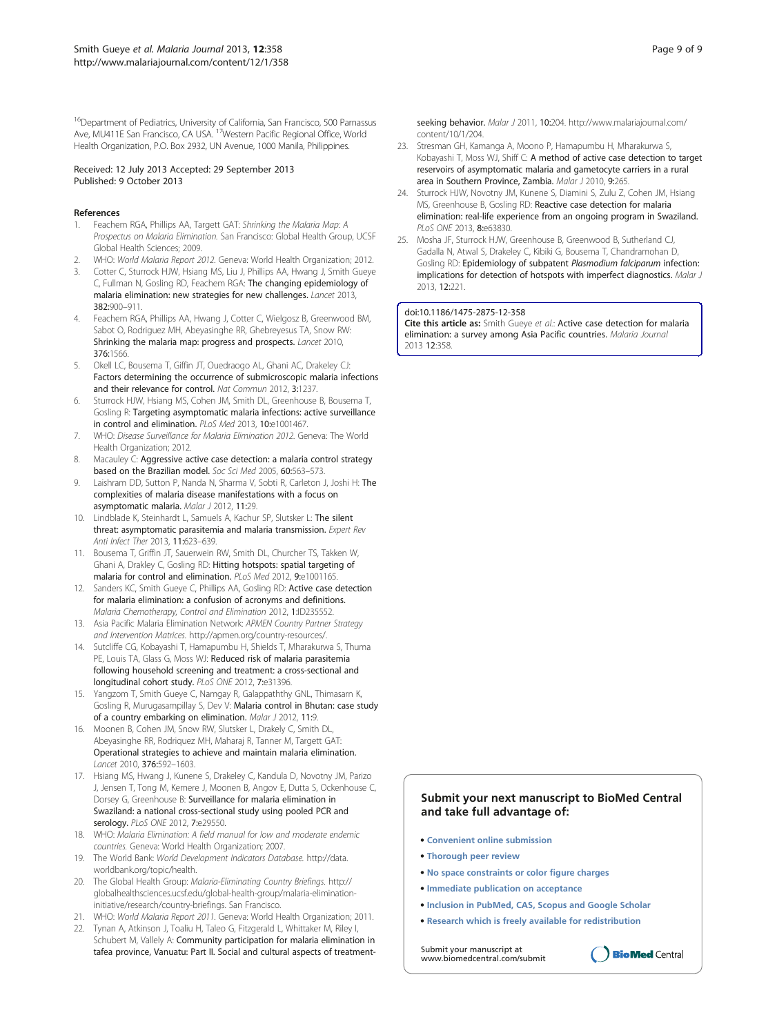[16]Department of Pediatrics, University of California, San Francisco, 500 Parnassus Ave, MU411E San Francisco, CA USA. [17]Western Pacific Regional Office, World Health Organization, P.O. Box 2932, UN Avenue, 1000 Manila, Philippines.

Received: 12 July 2013 Accepted: 29 September 2013
Published: 9 October 2013

## References

1. Feachem RGA, Phillips AA, Targett GAT: *Shrinking the Malaria Map: A Prospectus on Malaria Elimination.* San Francisco: Global Health Group, UCSF Global Health Sciences; 2009.
2. WHO: *World Malaria Report 2012.* Geneva: World Health Organization; 2012.
3. Cotter C, Sturrock HJW, Hsiang MS, Liu J, Phillips AA, Hwang J, Smith Gueye C, Fullman N, Gosling RD, Feachem RGA: **The changing epidemiology of malaria elimination: new strategies for new challenges.** *Lancet* 2013, **382:**900–911.
4. Feachem RGA, Phillips AA, Hwang J, Cotter C, Wielgosz B, Greenwood BM, Sabot O, Rodriguez MH, Abeyasinghe RR, Ghebreyesus TA, Snow RW: **Shrinking the malaria map: progress and prospects.** *Lancet* 2010, **376:**1566.
5. Okell LC, Bousema T, Giffin JT, Ouedraogo AL, Ghani AC, Drakeley CJ: **Factors determining the occurrence of submicroscopic malaria infections and their relevance for control.** *Nat Commun* 2012, **3:**1237.
6. Sturrock HJW, Hsiang MS, Cohen JM, Smith DL, Greenhouse B, Bousema T, Gosling R: **Targeting asymptomatic malaria infections: active surveillance in control and elimination.** *PLoS Med* 2013, **10:**e1001467.
7. WHO: *Disease Surveillance for Malaria Elimination 2012.* Geneva: The World Health Organization; 2012.
8. Macauley C: **Aggressive active case detection: a malaria control strategy based on the Brazilian model.** *Soc Sci Med* 2005, **60:**563–573.
9. Laishram DD, Sutton P, Nanda N, Sharma V, Sobti R, Carleton J, Joshi H: **The complexities of malaria disease manifestations with a focus on asymptomatic malaria.** *Malar J* 2012, **11:**29.
10. Lindblade K, Steinhardt L, Samuels A, Kachur SP, Slutsker L: **The silent threat: asymptomatic parasitemia and malaria transmission.** *Expert Rev Anti Infect Ther* 2013, **11:**623–639.
11. Bousema T, Griffin JT, Sauerwein RW, Smith DL, Churcher TS, Takken W, Ghani A, Drakley C, Gosling RD: **Hitting hotspots: spatial targeting of malaria for control and elimination.** *PLoS Med* 2012, **9:**e1001165.
12. Sanders KC, Smith Gueye C, Phillips AA, Gosling RD: **Active case detection for malaria elimination: a confusion of acronyms and definitions.** *Malaria Chemotherapy, Control and Elimination* 2012, **1:**ID235552.
13. Asia Pacific Malaria Elimination Network: *APMEN Country Partner Strategy and Intervention Matrices.* http://apmen.org/country-resources/.
14. Sutcliffe CG, Kobayashi T, Hamapumbu H, Shields T, Mharakurwa S, Thuma PE, Louis TA, Glass G, Moss WJ: **Reduced risk of malaria parasitemia following household screening and treatment: a cross-sectional and longitudinal cohort study.** *PLoS ONE* 2012, **7:**e31396.
15. Yangzom T, Smith Gueye C, Namgay R, Galappaththy GNL, Thimasarn K, Gosling R, Murugasampillay S, Dev V: **Malaria control in Bhutan: case study of a country embarking on elimination.** *Malar J* 2012, **11:**9.
16. Moonen B, Cohen JM, Snow RW, Slutsker L, Drakely C, Smith DL, Abeyasinghe RR, Rodriquez MH, Maharaj R, Tanner M, Targett GAT: **Operational strategies to achieve and maintain malaria elimination.** *Lancet* 2010, **376:**592–1603.
17. Hsiang MS, Hwang J, Kunene S, Drakeley C, Kandula D, Novotny JM, Parizo J, Jensen T, Tong M, Kemere J, Moonen B, Angov E, Dutta S, Ockenhouse C, Dorsey G, Greenhouse B: **Surveillance for malaria elimination in Swaziland: a national cross-sectional study using pooled PCR and serology.** *PLoS ONE* 2012, **7:**e29550.
18. WHO: *Malaria Elimination: A field manual for low and moderate endemic countries.* Geneva: World Health Organization; 2007.
19. The World Bank: *World Development Indicators Database.* http://data.worldbank.org/topic/health.
20. The Global Health Group: *Malaria-Eliminating Country Briefings.* http://globalhealthsciences.ucsf.edu/global-health-group/malaria-elimination-initiative/research/country-briefings. San Francisco.
21. WHO: *World Malaria Report 2011.* Geneva: World Health Organization; 2011.
22. Tynan A, Atkinson J, Toaliu H, Taleo G, Fitzgerald L, Whittaker M, Riley I, Schubert M, Vallely A: **Community participation for malaria elimination in tafea province, Vanuatu: Part II. Social and cultural aspects of treatment-seeking behavior.** *Malar J* 2011, **10:**204. http://www.malariajournal.com/content/10/1/204.
23. Stresman GH, Kamanga A, Moono P, Hamapumbu H, Mharakurwa S, Kobayashi T, Moss WJ, Shiff C: **A method of active case detection to target reservoirs of asymptomatic malaria and gametocyte carriers in a rural area in Southern Province, Zambia.** *Malar J* 2010, **9:**265.
24. Sturrock HJW, Novotny JM, Kunene S, Diamini S, Zulu Z, Cohen JM, Hsiang MS, Greenhouse B, Gosling RD: **Reactive case detection for malaria elimination: real-life experience from an ongoing program in Swaziland.** *PLoS ONE* 2013, **8:**e63830.
25. Mosha JF, Sturrock HJW, Greenhouse B, Greenwood B, Sutherland CJ, Gadalla N, Atwal S, Drakeley C, Kibiki G, Bousema T, Chandramohan D, Gosling RD: **Epidemiology of subpatent *Plasmodium falciparum* infection: implications for detection of hotspots with imperfect diagnostics.** *Malar J* 2013, **12:**221.

doi:10.1186/1475-2875-12-358
**Cite this article as:** Smith Gueye *et al.*: Active case detection for malaria elimination: a survey among Asia Pacific countries. *Malaria Journal* 2013 **12**:358.

**Submit your next manuscript to BioMed Central and take full advantage of:**

- **Convenient online submission**
- **Thorough peer review**
- **No space constraints or color figure charges**
- **Immediate publication on acceptance**
- **Inclusion in PubMed, CAS, Scopus and Google Scholar**
- **Research which is freely available for redistribution**

Submit your manuscript at
www.biomedcentral.com/submit

BioMed Central